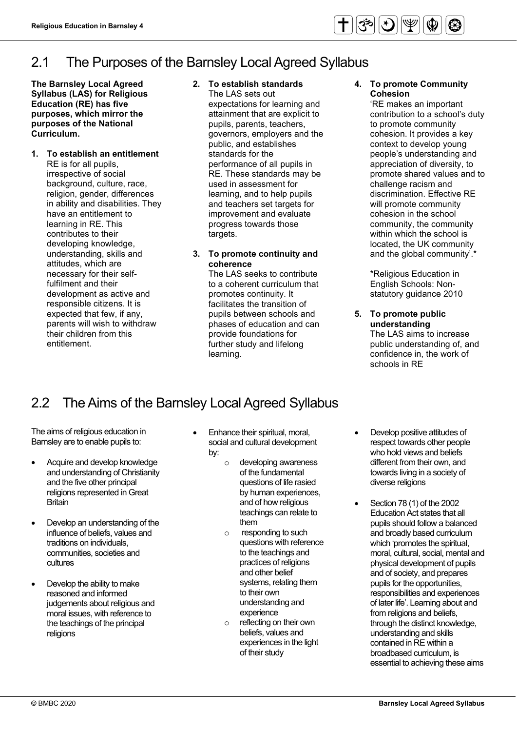## 2.1 The Purposes of the Barnsley Local Agreed Syllabus

**The Barnsley Local Agreed Syllabus (LAS) for Religious Education (RE) has five purposes, which mirror the purposes of the National Curriculum.**

1. **To establish an entitlement**
   RE is for all pupils, irrespective of social background, culture, race, religion, gender, differences in ability and disabilities. They have an entitlement to learning in RE. This contributes to their developing knowledge, understanding, skills and attitudes, which are necessary for their self-fulfilment and their development as active and responsible citizens. It is expected that few, if any, parents will wish to withdraw their children from this entitlement.

2. **To establish standards**
   The LAS sets out expectations for learning and attainment that are explicit to pupils, parents, teachers, governors, employers and the public, and establishes standards for the performance of all pupils in RE. These standards may be used in assessment for learning, and to help pupils and teachers set targets for improvement and evaluate progress towards those targets.

3. **To promote continuity and coherence**
   The LAS seeks to contribute to a coherent curriculum that promotes continuity. It facilitates the transition of pupils between schools and phases of education and can provide foundations for further study and lifelong learning.

4. **To promote Community Cohesion**
   'RE makes an important contribution to a school's duty to promote community cohesion. It provides a key context to develop young people's understanding and appreciation of diversity, to promote shared values and to challenge racism and discrimination. Effective RE will promote community cohesion in the school community, the community within which the school is located, the UK community and the global community'.*

   *Religious Education in English Schools: Non-statutory guidance 2010

5. **To promote public understanding**
   The LAS aims to increase public understanding of, and confidence in, the work of schools in RE

## 2.2 The Aims of the Barnsley Local Agreed Syllabus

The aims of religious education in Barnsley are to enable pupils to:

- Acquire and develop knowledge and understanding of Christianity and the five other principal religions represented in Great Britain
- Develop an understanding of the influence of beliefs, values and traditions on individuals, communities, societies and cultures
- Develop the ability to make reasoned and informed judgements about religious and moral issues, with reference to the teachings of the principal religions
- Enhance their spiritual, moral, social and cultural development by:
  - developing awareness of the fundamental questions of life rasied by human experiences, and of how religious teachings can relate to them
  - responding to such questions with reference to the teachings and practices of religions and other belief systems, relating them to their own understanding and experience
  - reflecting on their own beliefs, values and experiences in the light of their study
- Develop positive attitudes of respect towards other people who hold views and beliefs different from their own, and towards living in a society of diverse religions
- Section 78 (1) of the 2002 Education Act states that all pupils should follow a balanced and broadly based curriculum which 'promotes the spiritual, moral, cultural, social, mental and physical development of pupils and of society, and prepares pupils for the opportunities, responsibilities and experiences of later life'. Learning about and from religions and beliefs, through the distinct knowledge, understanding and skills contained in RE within a broadbased curriculum, is essential to achieving these aims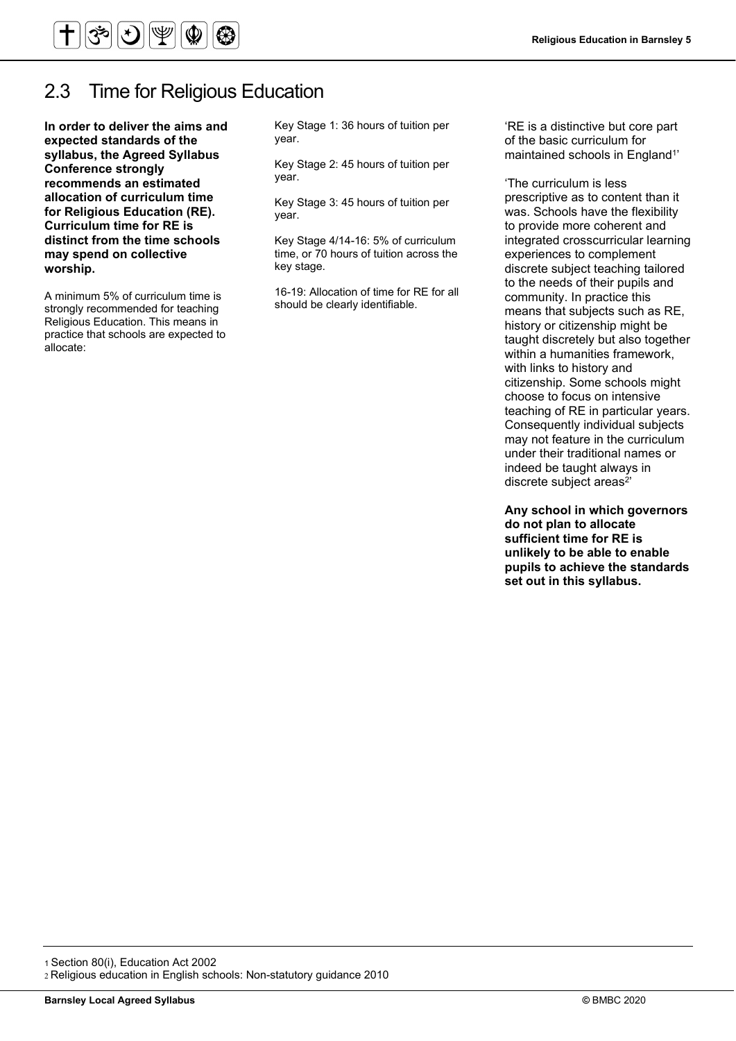## 2.3 Time for Religious Education

**In order to deliver the aims and expected standards of the syllabus, the Agreed Syllabus Conference strongly recommends an estimated allocation of curriculum time for Religious Education (RE). Curriculum time for RE is distinct from the time schools may spend on collective worship.**

A minimum 5% of curriculum time is strongly recommended for teaching Religious Education. This means in practice that schools are expected to allocate:

Key Stage 1: 36 hours of tuition per year.

Key Stage 2: 45 hours of tuition per year.

Key Stage 3: 45 hours of tuition per year.

Key Stage 4/14-16: 5% of curriculum time, or 70 hours of tuition across the key stage.

16-19: Allocation of time for RE for all should be clearly identifiable.

'RE is a distinctive but core part of the basic curriculum for maintained schools in England[1]'

'The curriculum is less prescriptive as to content than it was. Schools have the flexibility to provide more coherent and integrated crosscurricular learning experiences to complement discrete subject teaching tailored to the needs of their pupils and community. In practice this means that subjects such as RE, history or citizenship might be taught discretely but also together within a humanities framework, with links to history and citizenship. Some schools might choose to focus on intensive teaching of RE in particular years. Consequently individual subjects may not feature in the curriculum under their traditional names or indeed be taught always in discrete subject areas[2]'

**Any school in which governors do not plan to allocate sufficient time for RE is unlikely to be able to enable pupils to achieve the standards set out in this syllabus.**

---

1 Section 80(i), Education Act 2002

2 Religious education in English schools: Non-statutory guidance 2010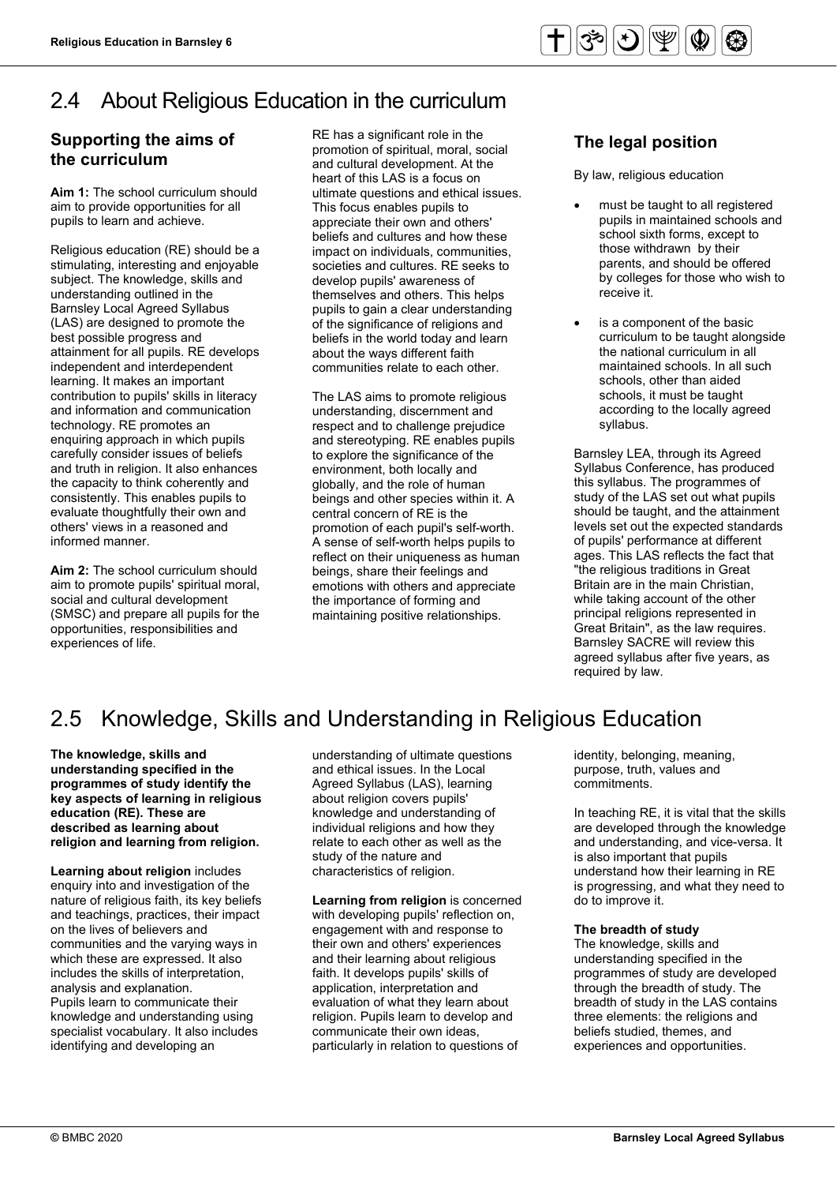## 2.4 About Religious Education in the curriculum

### Supporting the aims of the curriculum

**Aim 1:** The school curriculum should aim to provide opportunities for all pupils to learn and achieve.

Religious education (RE) should be a stimulating, interesting and enjoyable subject. The knowledge, skills and understanding outlined in the Barnsley Local Agreed Syllabus (LAS) are designed to promote the best possible progress and attainment for all pupils. RE develops independent and interdependent learning. It makes an important contribution to pupils' skills in literacy and information and communication technology. RE promotes an enquiring approach in which pupils carefully consider issues of beliefs and truth in religion. It also enhances the capacity to think coherently and consistently. This enables pupils to evaluate thoughtfully their own and others' views in a reasoned and informed manner.

**Aim 2:** The school curriculum should aim to promote pupils' spiritual moral, social and cultural development (SMSC) and prepare all pupils for the opportunities, responsibilities and experiences of life.

RE has a significant role in the promotion of spiritual, moral, social and cultural development. At the heart of this LAS is a focus on ultimate questions and ethical issues. This focus enables pupils to appreciate their own and others' beliefs and cultures and how these impact on individuals, communities, societies and cultures. RE seeks to develop pupils' awareness of themselves and others. This helps pupils to gain a clear understanding of the significance of religions and beliefs in the world today and learn about the ways different faith communities relate to each other.

The LAS aims to promote religious understanding, discernment and respect and to challenge prejudice and stereotyping. RE enables pupils to explore the significance of the environment, both locally and globally, and the role of human beings and other species within it. A central concern of RE is the promotion of each pupil's self-worth. A sense of self-worth helps pupils to reflect on their uniqueness as human beings, share their feelings and emotions with others and appreciate the importance of forming and maintaining positive relationships.

### The legal position

By law, religious education

- must be taught to all registered pupils in maintained schools and school sixth forms, except to those withdrawn by their parents, and should be offered by colleges for those who wish to receive it.
- is a component of the basic curriculum to be taught alongside the national curriculum in all maintained schools. In all such schools, other than aided schools, it must be taught according to the locally agreed syllabus.

Barnsley LEA, through its Agreed Syllabus Conference, has produced this syllabus. The programmes of study of the LAS set out what pupils should be taught, and the attainment levels set out the expected standards of pupils' performance at different ages. This LAS reflects the fact that "the religious traditions in Great Britain are in the main Christian, while taking account of the other principal religions represented in Great Britain", as the law requires. Barnsley SACRE will review this agreed syllabus after five years, as required by law.

## 2.5 Knowledge, Skills and Understanding in Religious Education

**The knowledge, skills and understanding specified in the programmes of study identify the key aspects of learning in religious education (RE). These are described as learning about religion and learning from religion.**

**Learning about religion** includes enquiry into and investigation of the nature of religious faith, its key beliefs and teachings, practices, their impact on the lives of believers and communities and the varying ways in which these are expressed. It also includes the skills of interpretation, analysis and explanation. Pupils learn to communicate their knowledge and understanding using specialist vocabulary. It also includes identifying and developing an understanding of ultimate questions and ethical issues. In the Local Agreed Syllabus (LAS), learning about religion covers pupils' knowledge and understanding of individual religions and how they relate to each other as well as the study of the nature and characteristics of religion.

**Learning from religion** is concerned with developing pupils' reflection on, engagement with and response to their own and others' experiences and their learning about religious faith. It develops pupils' skills of application, interpretation and evaluation of what they learn about religion. Pupils learn to develop and communicate their own ideas, particularly in relation to questions of identity, belonging, meaning, purpose, truth, values and commitments.

In teaching RE, it is vital that the skills are developed through the knowledge and understanding, and vice-versa. It is also important that pupils understand how their learning in RE is progressing, and what they need to do to improve it.

**The breadth of study**
The knowledge, skills and understanding specified in the programmes of study are developed through the breadth of study. The breadth of study in the LAS contains three elements: the religions and beliefs studied, themes, and experiences and opportunities.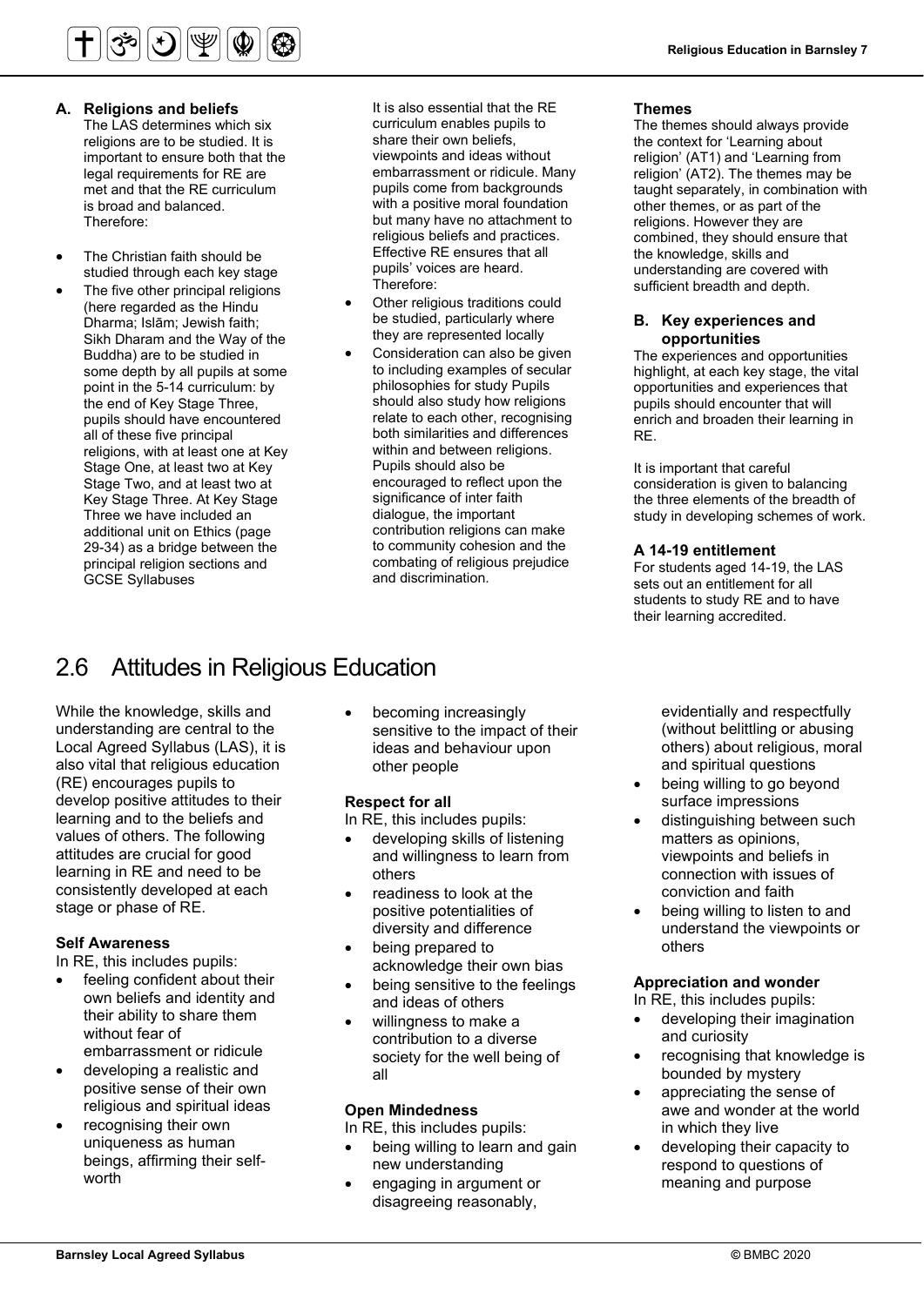**A. Religions and beliefs**

The LAS determines which six religions are to be studied. It is important to ensure both that the legal requirements for RE are met and that the RE curriculum is broad and balanced. Therefore:

- The Christian faith should be studied through each key stage
- The five other principal religions (here regarded as the Hindu Dharma; Islām; Jewish faith; Sikh Dharam and the Way of the Buddha) are to be studied in some depth by all pupils at some point in the 5-14 curriculum: by the end of Key Stage Three, pupils should have encountered all of these five principal religions, with at least one at Key Stage One, at least two at Key Stage Two, and at least two at Key Stage Three. At Key Stage Three we have included an additional unit on Ethics (page 29-34) as a bridge between the principal religion sections and GCSE Syllabuses

It is also essential that the RE curriculum enables pupils to share their own beliefs, viewpoints and ideas without embarrassment or ridicule. Many pupils come from backgrounds with a positive moral foundation but many have no attachment to religious beliefs and practices. Effective RE ensures that all pupils' voices are heard. Therefore:

- Other religious traditions could be studied, particularly where they are represented locally
- Consideration can also be given to including examples of secular philosophies for study Pupils should also study how religions relate to each other, recognising both similarities and differences within and between religions. Pupils should also be encouraged to reflect upon the significance of inter faith dialogue, the important contribution religions can make to community cohesion and the combating of religious prejudice and discrimination.

**Themes**

The themes should always provide the context for 'Learning about religion' (AT1) and 'Learning from religion' (AT2). The themes may be taught separately, in combination with other themes, or as part of the religions. However they are combined, they should ensure that the knowledge, skills and understanding are covered with sufficient breadth and depth.

**B. Key experiences and opportunities**

The experiences and opportunities highlight, at each key stage, the vital opportunities and experiences that pupils should encounter that will enrich and broaden their learning in RE.

It is important that careful consideration is given to balancing the three elements of the breadth of study in developing schemes of work.

**A 14-19 entitlement**

For students aged 14-19, the LAS sets out an entitlement for all students to study RE and to have their learning accredited.

## 2.6 Attitudes in Religious Education

While the knowledge, skills and understanding are central to the Local Agreed Syllabus (LAS), it is also vital that religious education (RE) encourages pupils to develop positive attitudes to their learning and to the beliefs and values of others. The following attitudes are crucial for good learning in RE and need to be consistently developed at each stage or phase of RE.

**Self Awareness**

In RE, this includes pupils:

- feeling confident about their own beliefs and identity and their ability to share them without fear of embarrassment or ridicule
- developing a realistic and positive sense of their own religious and spiritual ideas
- recognising their own uniqueness as human beings, affirming their self-worth
- becoming increasingly sensitive to the impact of their ideas and behaviour upon other people

**Respect for all**

In RE, this includes pupils:

- developing skills of listening and willingness to learn from others
- readiness to look at the positive potentialities of diversity and difference
- being prepared to acknowledge their own bias
- being sensitive to the feelings and ideas of others
- willingness to make a contribution to a diverse society for the well being of all

**Open Mindedness**

In RE, this includes pupils:

- being willing to learn and gain new understanding
- engaging in argument or disagreeing reasonably, evidentially and respectfully (without belittling or abusing others) about religious, moral and spiritual questions
- being willing to go beyond surface impressions
- distinguishing between such matters as opinions, viewpoints and beliefs in connection with issues of conviction and faith
- being willing to listen to and understand the viewpoints or others

**Appreciation and wonder**

In RE, this includes pupils:

- developing their imagination and curiosity
- recognising that knowledge is bounded by mystery
- appreciating the sense of awe and wonder at the world in which they live
- developing their capacity to respond to questions of meaning and purpose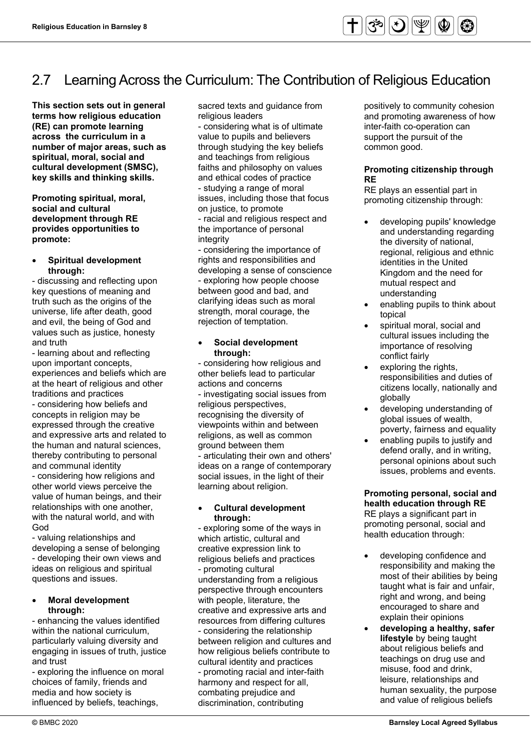## 2.7 Learning Across the Curriculum: The Contribution of Religious Education

**This section sets out in general terms how religious education (RE) can promote learning across the curriculum in a number of major areas, such as spiritual, moral, social and cultural development (SMSC), key skills and thinking skills.**

**Promoting spiritual, moral, social and cultural development through RE provides opportunities to promote:**

- **Spiritual development through:**

- discussing and reflecting upon key questions of meaning and truth such as the origins of the universe, life after death, good and evil, the being of God and values such as justice, honesty and truth
- learning about and reflecting upon important concepts, experiences and beliefs which are at the heart of religious and other traditions and practices
- considering how beliefs and concepts in religion may be expressed through the creative and expressive arts and related to the human and natural sciences, thereby contributing to personal and communal identity
- considering how religions and other world views perceive the value of human beings, and their relationships with one another, with the natural world, and with God
- valuing relationships and developing a sense of belonging
- developing their own views and ideas on religious and spiritual questions and issues.

- **Moral development through:**

- enhancing the values identified within the national curriculum, particularly valuing diversity and engaging in issues of truth, justice and trust
- exploring the influence on moral choices of family, friends and media and how society is influenced by beliefs, teachings, sacred texts and guidance from religious leaders
- considering what is of ultimate value to pupils and believers through studying the key beliefs and teachings from religious faiths and philosophy on values and ethical codes of practice
- studying a range of moral issues, including those that focus on justice, to promote
- racial and religious respect and the importance of personal integrity
- considering the importance of rights and responsibilities and developing a sense of conscience
- exploring how people choose between good and bad, and clarifying ideas such as moral strength, moral courage, the rejection of temptation.

- **Social development through:**

- considering how religious and other beliefs lead to particular actions and concerns
- investigating social issues from religious perspectives, recognising the diversity of viewpoints within and between religions, as well as common ground between them
- articulating their own and others' ideas on a range of contemporary social issues, in the light of their learning about religion.

- **Cultural development through:**

- exploring some of the ways in which artistic, cultural and creative expression link to religious beliefs and practices
- promoting cultural understanding from a religious perspective through encounters with people, literature, the creative and expressive arts and resources from differing cultures
- considering the relationship between religion and cultures and how religious beliefs contribute to cultural identity and practices
- promoting racial and inter-faith harmony and respect for all, combating prejudice and discrimination, contributing positively to community cohesion and promoting awareness of how inter-faith co-operation can support the pursuit of the common good.

**Promoting citizenship through RE**

RE plays an essential part in promoting citizenship through:

- developing pupils' knowledge and understanding regarding the diversity of national, regional, religious and ethnic identities in the United Kingdom and the need for mutual respect and understanding
- enabling pupils to think about topical
- spiritual moral, social and cultural issues including the importance of resolving conflict fairly
- exploring the rights, responsibilities and duties of citizens locally, nationally and globally
- developing understanding of global issues of wealth, poverty, fairness and equality
- enabling pupils to justify and defend orally, and in writing, personal opinions about such issues, problems and events.

**Promoting personal, social and health education through RE**

RE plays a significant part in promoting personal, social and health education through:

- developing confidence and responsibility and making the most of their abilities by being taught what is fair and unfair, right and wrong, and being encouraged to share and explain their opinions
- **developing a healthy, safer lifestyle** by being taught about religious beliefs and teachings on drug use and misuse, food and drink, leisure, relationships and human sexuality, the purpose and value of religious beliefs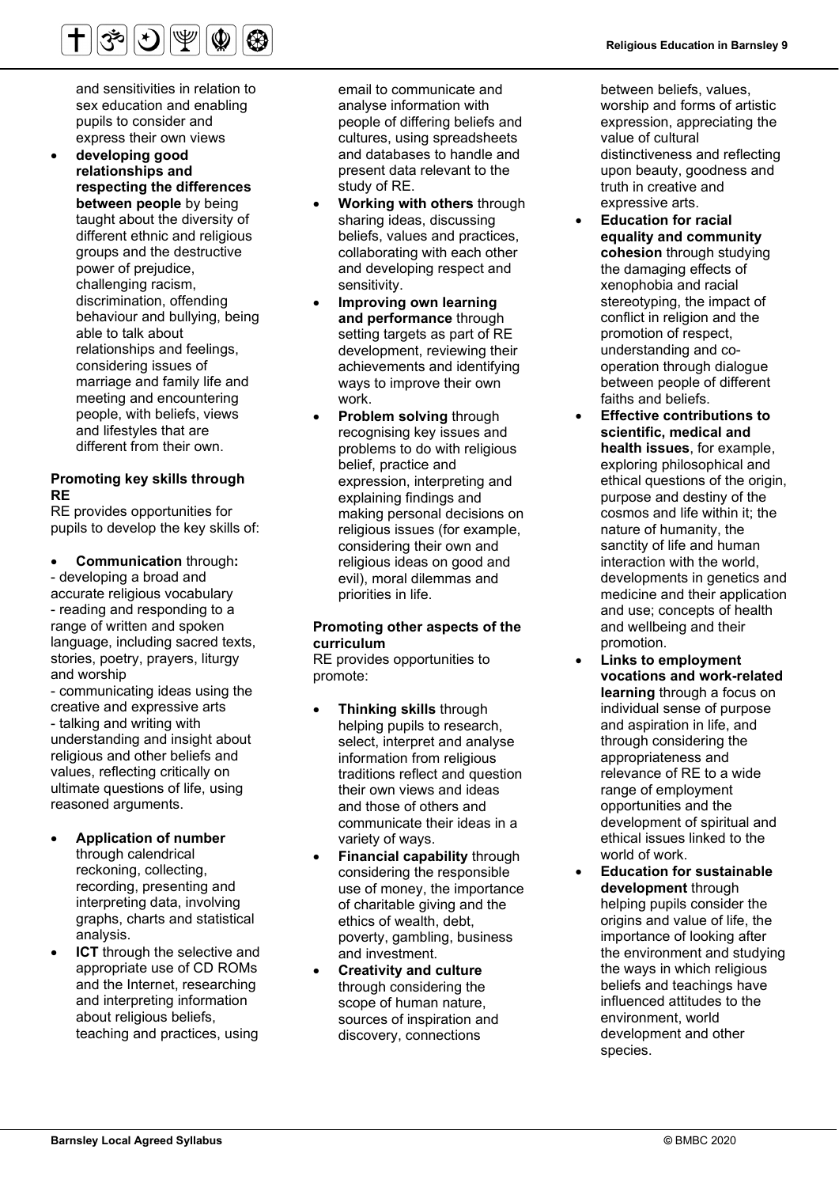and sensitivities in relation to sex education and enabling pupils to consider and express their own views

- **developing good relationships and respecting the differences between people** by being taught about the diversity of different ethnic and religious groups and the destructive power of prejudice, challenging racism, discrimination, offending behaviour and bullying, being able to talk about relationships and feelings, considering issues of marriage and family life and meeting and encountering people, with beliefs, views and lifestyles that are different from their own.

**Promoting key skills through RE**

RE provides opportunities for pupils to develop the key skills of:

- **Communication** through**:**

- developing a broad and accurate religious vocabulary
- reading and responding to a range of written and spoken language, including sacred texts, stories, poetry, prayers, liturgy and worship
- communicating ideas using the creative and expressive arts
- talking and writing with understanding and insight about religious and other beliefs and values, reflecting critically on ultimate questions of life, using reasoned arguments.

- **Application of number** through calendrical reckoning, collecting, recording, presenting and interpreting data, involving graphs, charts and statistical analysis.
- **ICT** through the selective and appropriate use of CD ROMs and the Internet, researching and interpreting information about religious beliefs, teaching and practices, using email to communicate and analyse information with people of differing beliefs and cultures, using spreadsheets and databases to handle and present data relevant to the study of RE.
- **Working with others** through sharing ideas, discussing beliefs, values and practices, collaborating with each other and developing respect and sensitivity.
- **Improving own learning and performance** through setting targets as part of RE development, reviewing their achievements and identifying ways to improve their own work.
- **Problem solving** through recognising key issues and problems to do with religious belief, practice and expression, interpreting and explaining findings and making personal decisions on religious issues (for example, considering their own and religious ideas on good and evil), moral dilemmas and priorities in life.

**Promoting other aspects of the curriculum**

RE provides opportunities to promote:

- **Thinking skills** through helping pupils to research, select, interpret and analyse information from religious traditions reflect and question their own views and ideas and those of others and communicate their ideas in a variety of ways.
- **Financial capability** through considering the responsible use of money, the importance of charitable giving and the ethics of wealth, debt, poverty, gambling, business and investment.
- **Creativity and culture** through considering the scope of human nature, sources of inspiration and discovery, connections between beliefs, values, worship and forms of artistic expression, appreciating the value of cultural distinctiveness and reflecting upon beauty, goodness and truth in creative and expressive arts.
- **Education for racial equality and community cohesion** through studying the damaging effects of xenophobia and racial stereotyping, the impact of conflict in religion and the promotion of respect, understanding and co-operation through dialogue between people of different faiths and beliefs.
- **Effective contributions to scientific, medical and health issues**, for example, exploring philosophical and ethical questions of the origin, purpose and destiny of the cosmos and life within it; the nature of humanity, the sanctity of life and human interaction with the world, developments in genetics and medicine and their application and use; concepts of health and wellbeing and their promotion.
- **Links to employment vocations and work-related learning** through a focus on individual sense of purpose and aspiration in life, and through considering the appropriateness and relevance of RE to a wide range of employment opportunities and the development of spiritual and ethical issues linked to the world of work.
- **Education for sustainable development** through helping pupils consider the origins and value of life, the importance of looking after the environment and studying the ways in which religious beliefs and teachings have influenced attitudes to the environment, world development and other species.